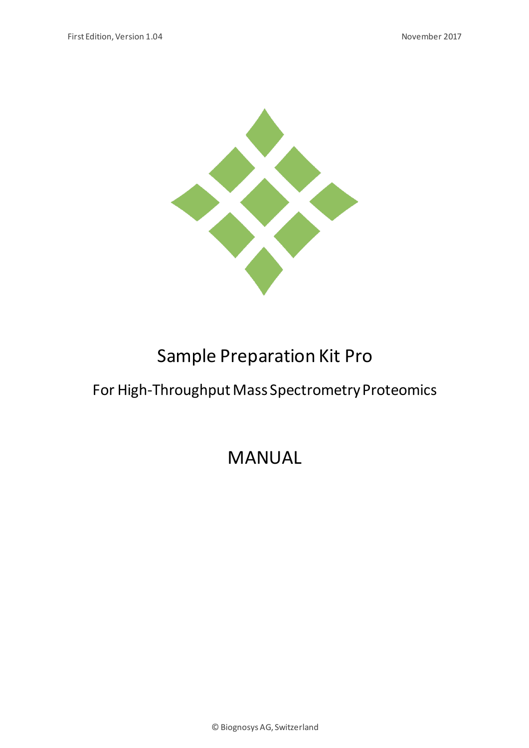First Edition, Version 1.04

November 2017

# Sample Preparation Kit Pro

## For High-Throughput Mass Spectrometry Proteomics

# MANUAL

© Biognosys AG, Switzerland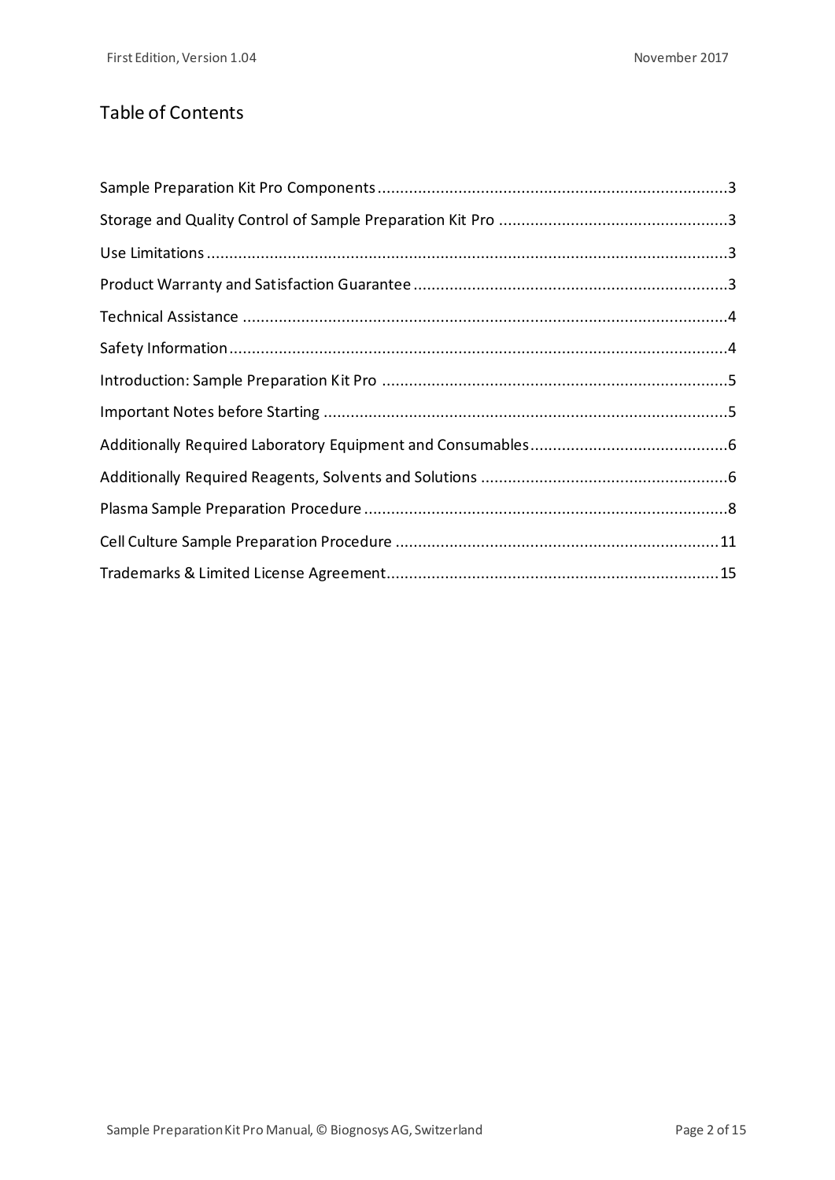## Table of Contents

Sample Preparation Kit Pro Components ............ 3

Storage and Quality Control of Sample Preparation Kit Pro ............ 3

Use Limitations ............ 3

Product Warranty and Satisfaction Guarantee ............ 3

Technical Assistance ............ 4

Safety Information ............ 4

Introduction: Sample Preparation Kit Pro ............ 5

Important Notes before Starting ............ 5

Additionally Required Laboratory Equipment and Consumables ............ 6

Additionally Required Reagents, Solvents and Solutions ............ 6

Plasma Sample Preparation Procedure ............ 8

Cell Culture Sample Preparation Procedure ............ 11

Trademarks & Limited License Agreement ............ 15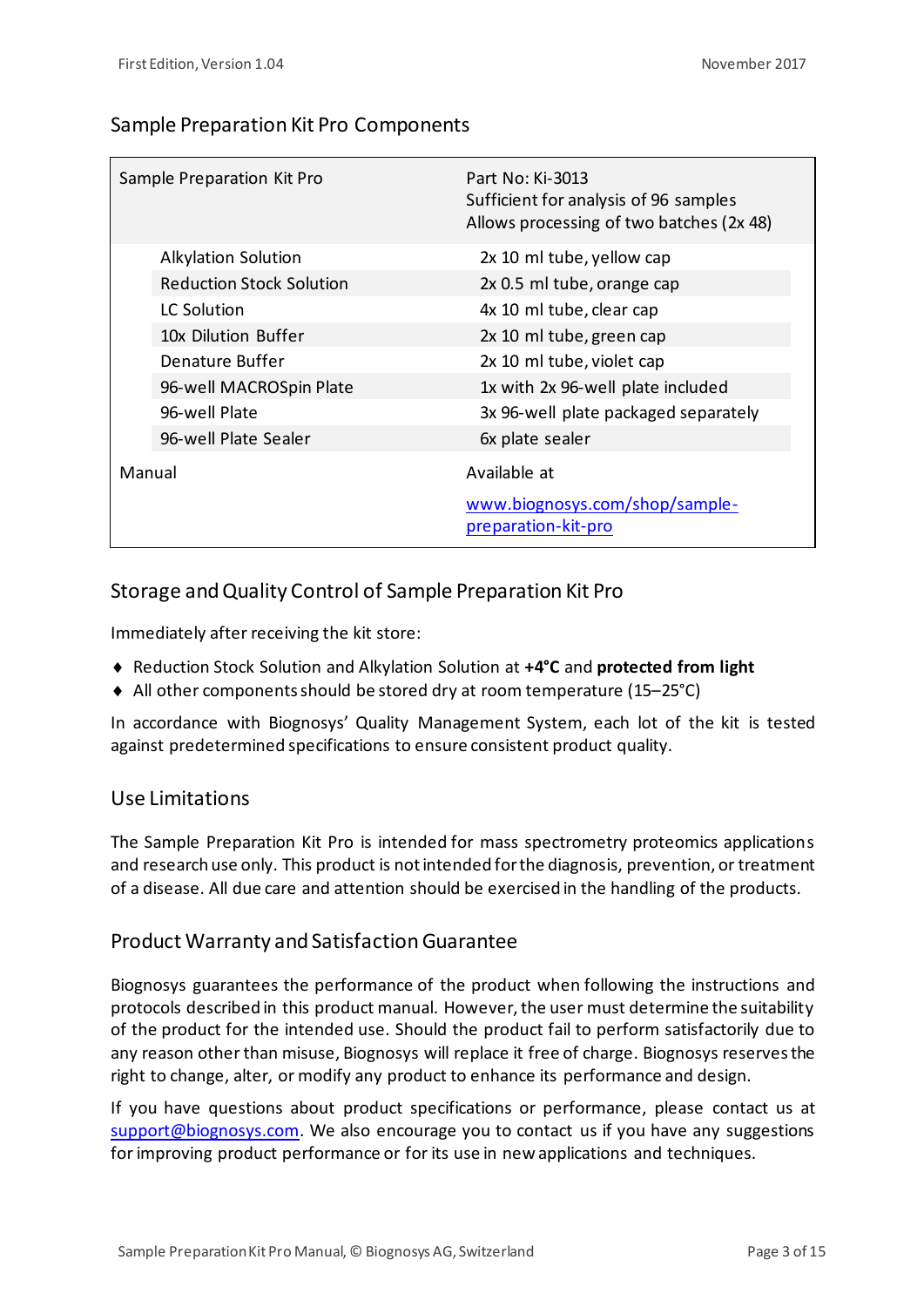## Sample Preparation Kit Pro Components

| Sample Preparation Kit Pro | Part No: Ki-3013<br>Sufficient for analysis of 96 samples<br>Allows processing of two batches (2x 48) |
|---|---|
| Alkylation Solution | 2x 10 ml tube, yellow cap |
| Reduction Stock Solution | 2x 0.5 ml tube, orange cap |
| LC Solution | 4x 10 ml tube, clear cap |
| 10x Dilution Buffer | 2x 10 ml tube, green cap |
| Denature Buffer | 2x 10 ml tube, violet cap |
| 96-well MACROSpin Plate | 1x with 2x 96-well plate included |
| 96-well Plate | 3x 96-well plate packaged separately |
| 96-well Plate Sealer | 6x plate sealer |
| Manual | Available at<br>[www.biognosys.com/shop/sample-preparation-kit-pro](www.biognosys.com/shop/sample-preparation-kit-pro) |

## Storage and Quality Control of Sample Preparation Kit Pro

Immediately after receiving the kit store:

- Reduction Stock Solution and Alkylation Solution at **+4°C** and **protected from light**
- All other components should be stored dry at room temperature (15–25°C)

In accordance with Biognosys' Quality Management System, each lot of the kit is tested against predetermined specifications to ensure consistent product quality.

## Use Limitations

The Sample Preparation Kit Pro is intended for mass spectrometry proteomics applications and research use only. This product is not intended for the diagnosis, prevention, or treatment of a disease. All due care and attention should be exercised in the handling of the products.

## Product Warranty and Satisfaction Guarantee

Biognosys guarantees the performance of the product when following the instructions and protocols described in this product manual. However, the user must determine the suitability of the product for the intended use. Should the product fail to perform satisfactorily due to any reason other than misuse, Biognosys will replace it free of charge. Biognosys reserves the right to change, alter, or modify any product to enhance its performance and design.

If you have questions about product specifications or performance, please contact us at [support@biognosys.com](mailto:support@biognosys.com). We also encourage you to contact us if you have any suggestions for improving product performance or for its use in new applications and techniques.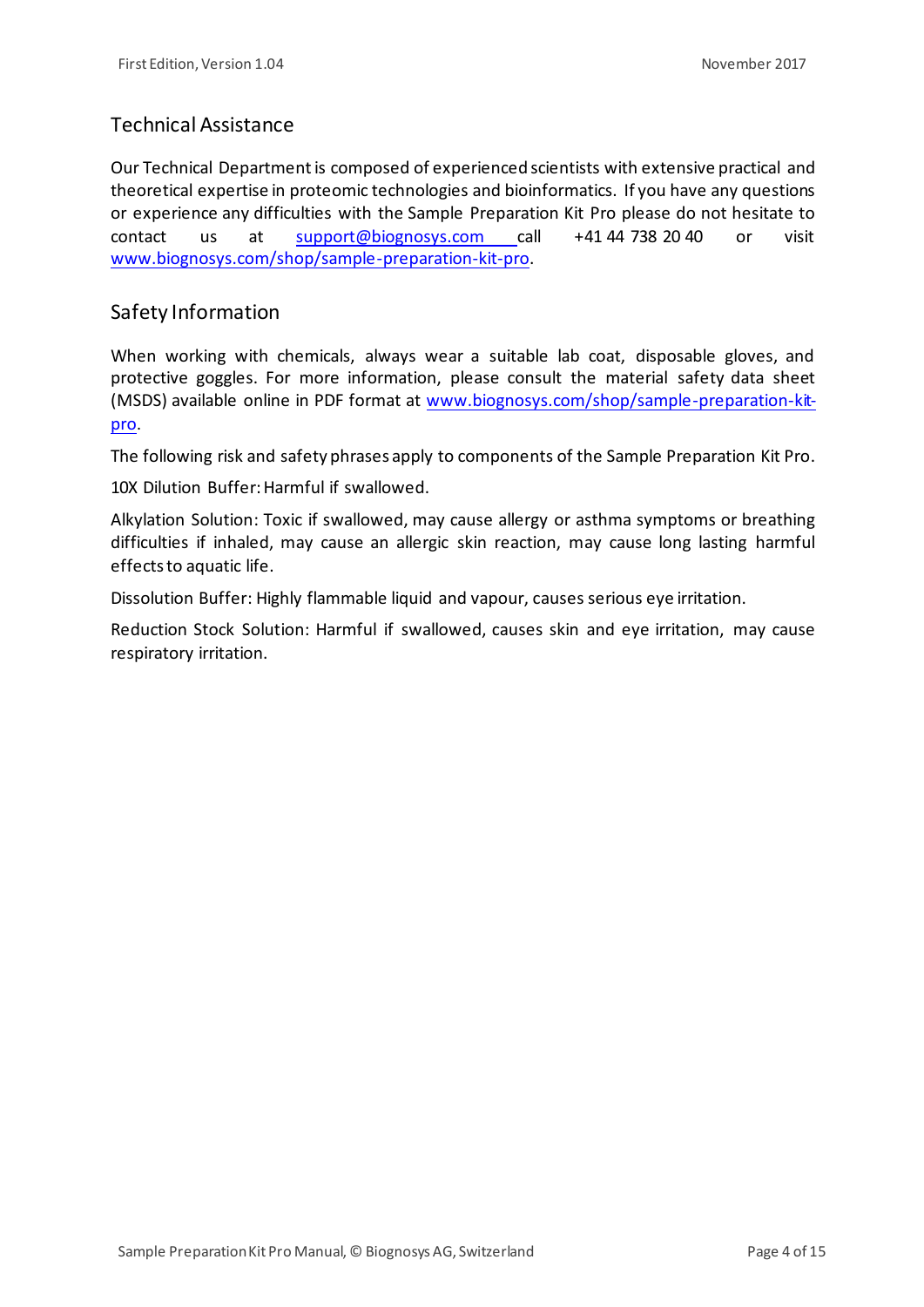## Technical Assistance

Our Technical Department is composed of experienced scientists with extensive practical and theoretical expertise in proteomic technologies and bioinformatics. If you have any questions or experience any difficulties with the Sample Preparation Kit Pro please do not hesitate to contact us at support@biognosys.com call +41 44 738 20 40 or visit www.biognosys.com/shop/sample-preparation-kit-pro.

## Safety Information

When working with chemicals, always wear a suitable lab coat, disposable gloves, and protective goggles. For more information, please consult the material safety data sheet (MSDS) available online in PDF format at www.biognosys.com/shop/sample-preparation-kit-pro.

The following risk and safety phrases apply to components of the Sample Preparation Kit Pro.

10X Dilution Buffer: Harmful if swallowed.

Alkylation Solution: Toxic if swallowed, may cause allergy or asthma symptoms or breathing difficulties if inhaled, may cause an allergic skin reaction, may cause long lasting harmful effects to aquatic life.

Dissolution Buffer: Highly flammable liquid and vapour, causes serious eye irritation.

Reduction Stock Solution: Harmful if swallowed, causes skin and eye irritation, may cause respiratory irritation.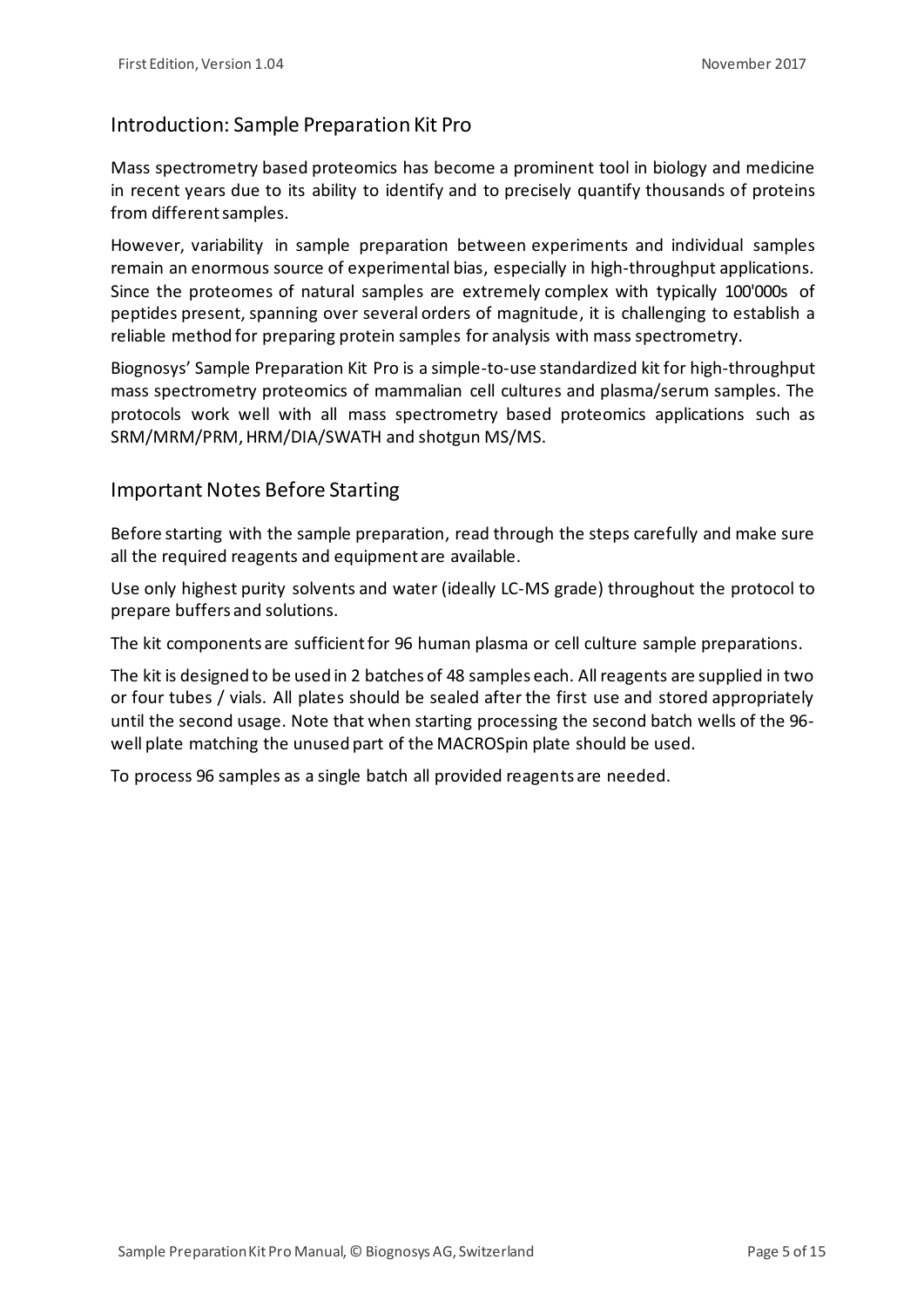## Introduction: Sample Preparation Kit Pro

Mass spectrometry based proteomics has become a prominent tool in biology and medicine in recent years due to its ability to identify and to precisely quantify thousands of proteins from different samples.

However, variability in sample preparation between experiments and individual samples remain an enormous source of experimental bias, especially in high-throughput applications. Since the proteomes of natural samples are extremely complex with typically 100'000s of peptides present, spanning over several orders of magnitude, it is challenging to establish a reliable method for preparing protein samples for analysis with mass spectrometry.

Biognosys' Sample Preparation Kit Pro is a simple-to-use standardized kit for high-throughput mass spectrometry proteomics of mammalian cell cultures and plasma/serum samples. The protocols work well with all mass spectrometry based proteomics applications such as SRM/MRM/PRM, HRM/DIA/SWATH and shotgun MS/MS.

## Important Notes Before Starting

Before starting with the sample preparation, read through the steps carefully and make sure all the required reagents and equipment are available.

Use only highest purity solvents and water (ideally LC-MS grade) throughout the protocol to prepare buffers and solutions.

The kit components are sufficient for 96 human plasma or cell culture sample preparations.

The kit is designed to be used in 2 batches of 48 samples each. All reagents are supplied in two or four tubes / vials. All plates should be sealed after the first use and stored appropriately until the second usage. Note that when starting processing the second batch wells of the 96-well plate matching the unused part of the MACROSpin plate should be used.

To process 96 samples as a single batch all provided reagents are needed.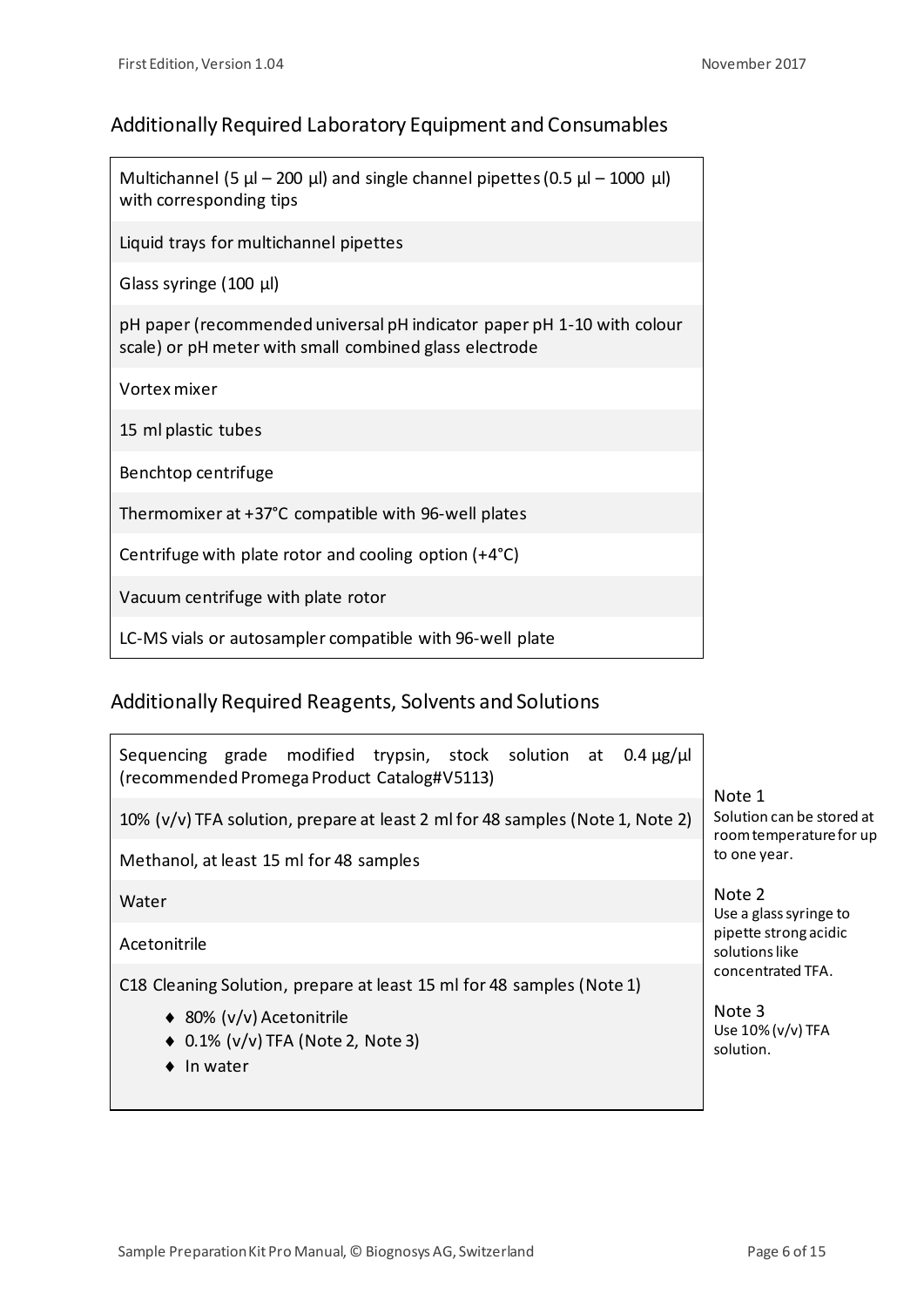## Additionally Required Laboratory Equipment and Consumables

| |
|---|
| Multichannel (5 µl – 200 µl) and single channel pipettes (0.5 µl – 1000 µl) with corresponding tips |
| Liquid trays for multichannel pipettes |
| Glass syringe (100 µl) |
| pH paper (recommended universal pH indicator paper pH 1-10 with colour scale) or pH meter with small combined glass electrode |
| Vortex mixer |
| 15 ml plastic tubes |
| Benchtop centrifuge |
| Thermomixer at +37°C compatible with 96-well plates |
| Centrifuge with plate rotor and cooling option (+4°C) |
| Vacuum centrifuge with plate rotor |
| LC-MS vials or autosampler compatible with 96-well plate |

## Additionally Required Reagents, Solvents and Solutions

| |
|---|
| Sequencing grade modified trypsin, stock solution at 0.4 µg/µl (recommended Promega Product Catalog#V5113) |
| 10% (v/v) TFA solution, prepare at least 2 ml for 48 samples (Note 1, Note 2) |
| Methanol, at least 15 ml for 48 samples |
| Water |
| Acetonitrile |
| C18 Cleaning Solution, prepare at least 15 ml for 48 samples (Note 1)<br>♦ 80% (v/v) Acetonitrile<br>♦ 0.1% (v/v) TFA (Note 2, Note 3)<br>♦ In water |

Note 1
Solution can be stored at room temperature for up to one year.

Note 2
Use a glass syringe to pipette strong acidic solutions like concentrated TFA.

Note 3
Use 10% (v/v) TFA solution.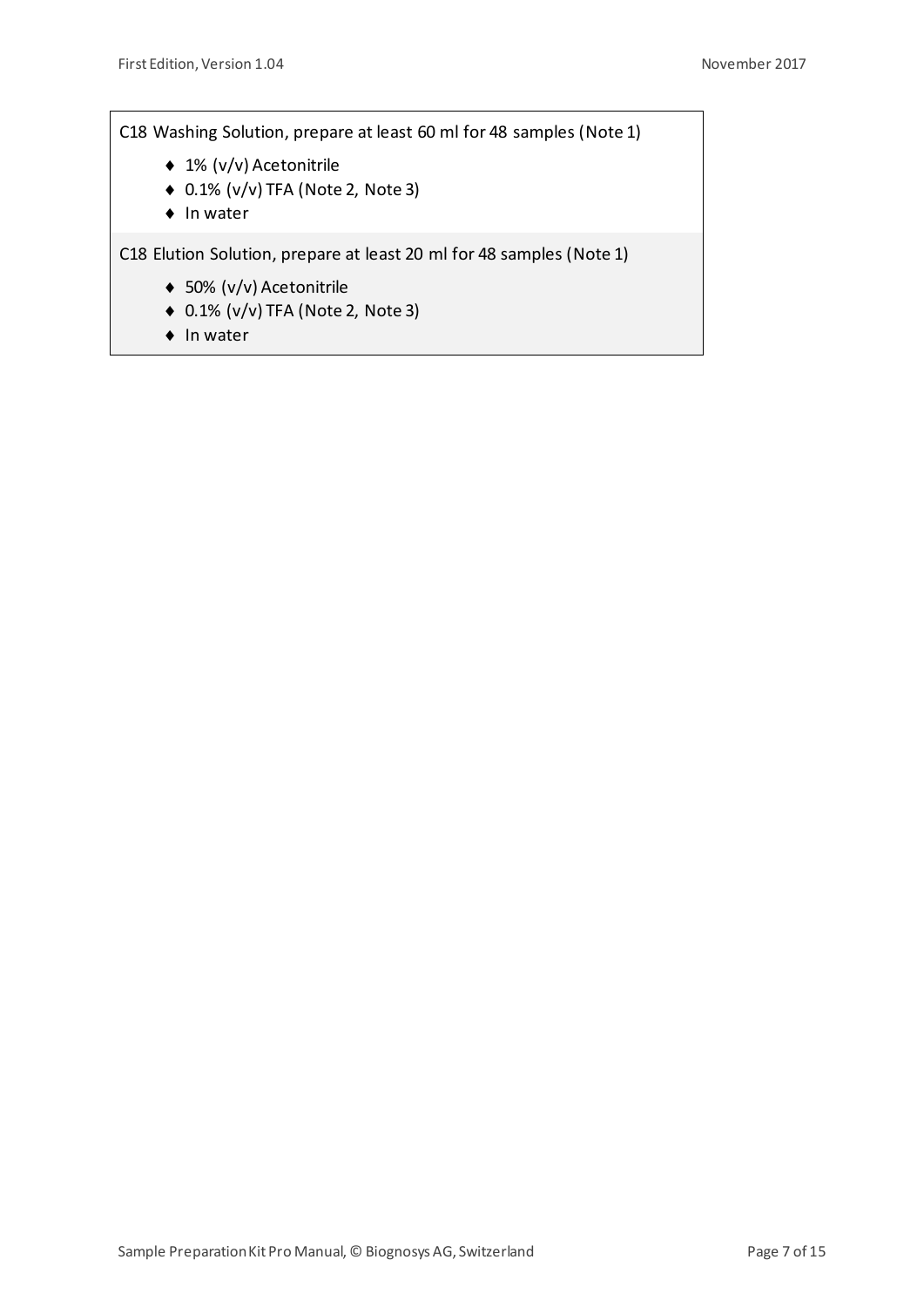C18 Washing Solution, prepare at least 60 ml for 48 samples (Note 1)

- 1% (v/v) Acetonitrile
- 0.1% (v/v) TFA (Note 2, Note 3)
- In water

C18 Elution Solution, prepare at least 20 ml for 48 samples (Note 1)

- 50% (v/v) Acetonitrile
- 0.1% (v/v) TFA (Note 2, Note 3)
- In water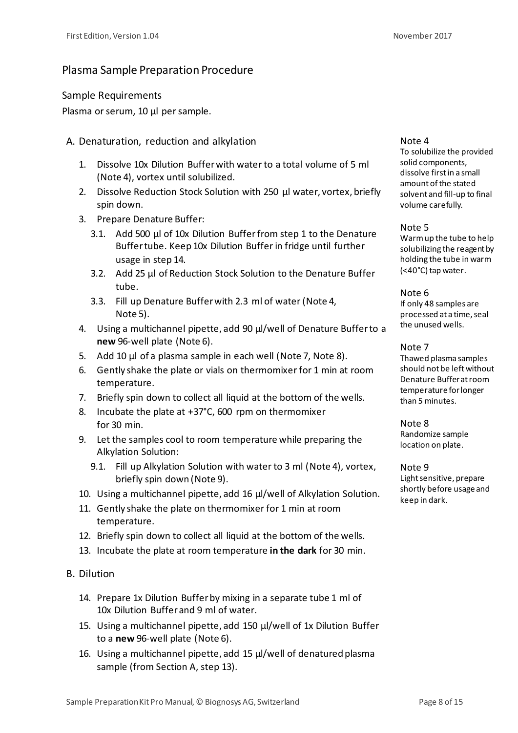## Plasma Sample Preparation Procedure

### Sample Requirements

Plasma or serum, 10 µl per sample.

### A. Denaturation, reduction and alkylation

1. Dissolve 10x Dilution Buffer with water to a total volume of 5 ml (Note 4), vortex until solubilized.
2. Dissolve Reduction Stock Solution with 250 µl water, vortex, briefly spin down.
3. Prepare Denature Buffer:
   - 3.1. Add 500 µl of 10x Dilution Buffer from step 1 to the Denature Buffer tube. Keep 10x Dilution Buffer in fridge until further usage in step 14.
   - 3.2. Add 25 µl of Reduction Stock Solution to the Denature Buffer tube.
   - 3.3. Fill up Denature Buffer with 2.3 ml of water (Note 4, Note 5).
4. Using a multichannel pipette, add 90 µl/well of Denature Buffer to a **new** 96-well plate (Note 6).
5. Add 10 µl of a plasma sample in each well (Note 7, Note 8).
6. Gently shake the plate or vials on thermomixer for 1 min at room temperature.
7. Briefly spin down to collect all liquid at the bottom of the wells.
8. Incubate the plate at +37°C, 600 rpm on thermomixer for 30 min.
9. Let the samples cool to room temperature while preparing the Alkylation Solution:
   - 9.1. Fill up Alkylation Solution with water to 3 ml (Note 4), vortex, briefly spin down (Note 9).
10. Using a multichannel pipette, add 16 µl/well of Alkylation Solution.
11. Gently shake the plate on thermomixer for 1 min at room temperature.
12. Briefly spin down to collect all liquid at the bottom of the wells.
13. Incubate the plate at room temperature **in the dark** for 30 min.

### B. Dilution

14. Prepare 1x Dilution Buffer by mixing in a separate tube 1 ml of 10x Dilution Buffer and 9 ml of water.
15. Using a multichannel pipette, add 150 µl/well of 1x Dilution Buffer to a **new** 96-well plate (Note 6).
16. Using a multichannel pipette, add 15 µl/well of denatured plasma sample (from Section A, step 13).

---

**Note 4**
To solubilize the provided solid components, dissolve first in a small amount of the stated solvent and fill-up to final volume carefully.

**Note 5**
Warm up the tube to help solubilizing the reagent by holding the tube in warm (<40°C) tap water.

**Note 6**
If only 48 samples are processed at a time, seal the unused wells.

**Note 7**
Thawed plasma samples should not be left without Denature Buffer at room temperature for longer than 5 minutes.

**Note 8**
Randomize sample location on plate.

**Note 9**
Light sensitive, prepare shortly before usage and keep in dark.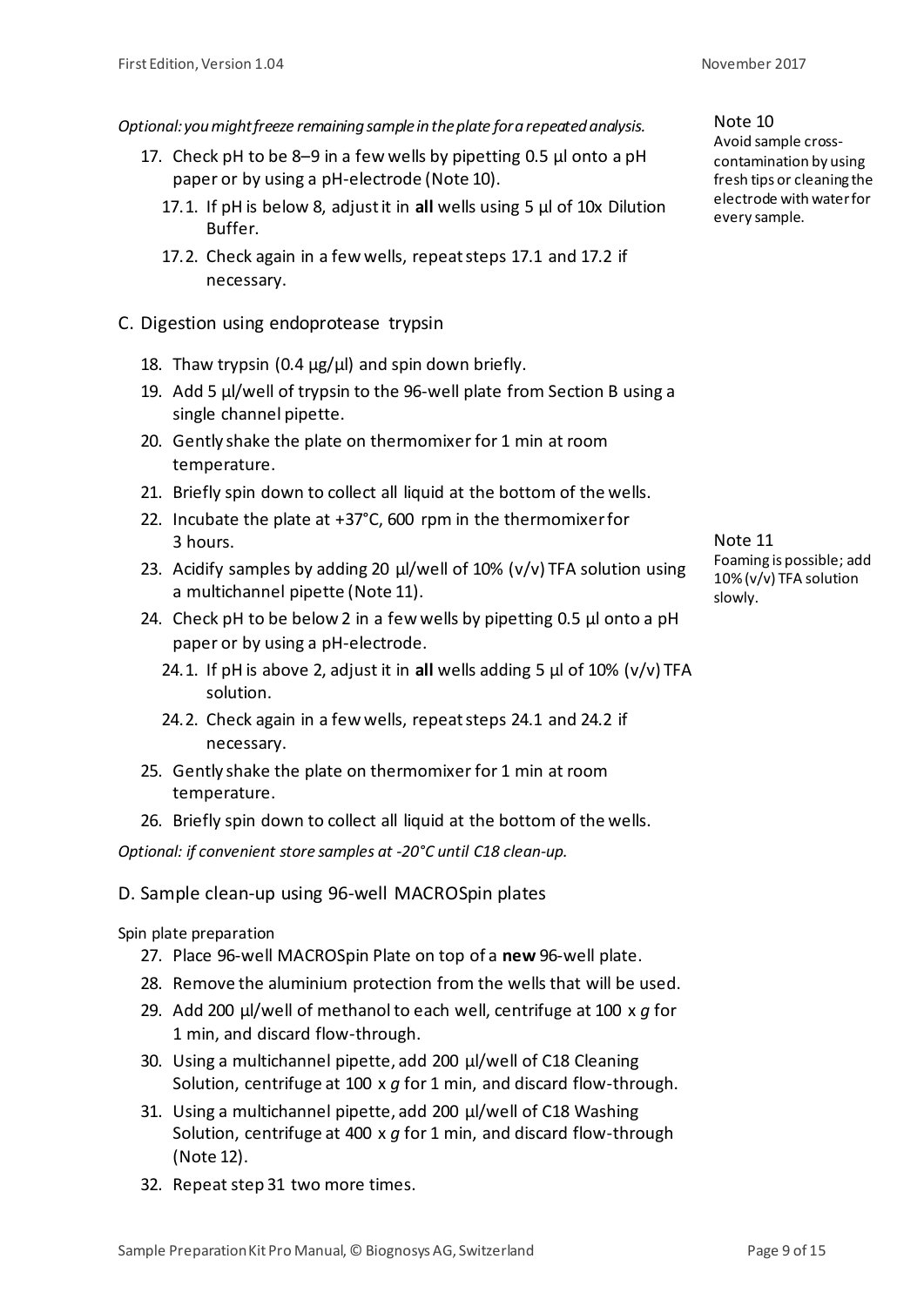*Optional: you might freeze remaining sample in the plate for a repeated analysis.*

17. Check pH to be 8–9 in a few wells by pipetting 0.5 µl onto a pH paper or by using a pH-electrode (Note 10).
    17.1. If pH is below 8, adjust it in **all** wells using 5 µl of 10x Dilution Buffer.
    17.2. Check again in a few wells, repeat steps 17.1 and 17.2 if necessary.

Note 10
Avoid sample cross-contamination by using fresh tips or cleaning the electrode with water for every sample.

## C. Digestion using endoprotease trypsin

18. Thaw trypsin (0.4 µg/µl) and spin down briefly.
19. Add 5 µl/well of trypsin to the 96-well plate from Section B using a single channel pipette.
20. Gently shake the plate on thermomixer for 1 min at room temperature.
21. Briefly spin down to collect all liquid at the bottom of the wells.
22. Incubate the plate at +37°C, 600 rpm in the thermomixer for 3 hours.
23. Acidify samples by adding 20 µl/well of 10% (v/v) TFA solution using a multichannel pipette (Note 11).
24. Check pH to be below 2 in a few wells by pipetting 0.5 µl onto a pH paper or by using a pH-electrode.
    24.1. If pH is above 2, adjust it in **all** wells adding 5 µl of 10% (v/v) TFA solution.
    24.2. Check again in a few wells, repeat steps 24.1 and 24.2 if necessary.
25. Gently shake the plate on thermomixer for 1 min at room temperature.
26. Briefly spin down to collect all liquid at the bottom of the wells.

Note 11
Foaming is possible; add 10% (v/v) TFA solution slowly.

*Optional: if convenient store samples at -20°C until C18 clean-up.*

## D. Sample clean-up using 96-well MACROSpin plates

Spin plate preparation

27. Place 96-well MACROSpin Plate on top of a **new** 96-well plate.
28. Remove the aluminium protection from the wells that will be used.
29. Add 200 µl/well of methanol to each well, centrifuge at 100 x *g* for 1 min, and discard flow-through.
30. Using a multichannel pipette, add 200 µl/well of C18 Cleaning Solution, centrifuge at 100 x *g* for 1 min, and discard flow-through.
31. Using a multichannel pipette, add 200 µl/well of C18 Washing Solution, centrifuge at 400 x *g* for 1 min, and discard flow-through (Note 12).
32. Repeat step 31 two more times.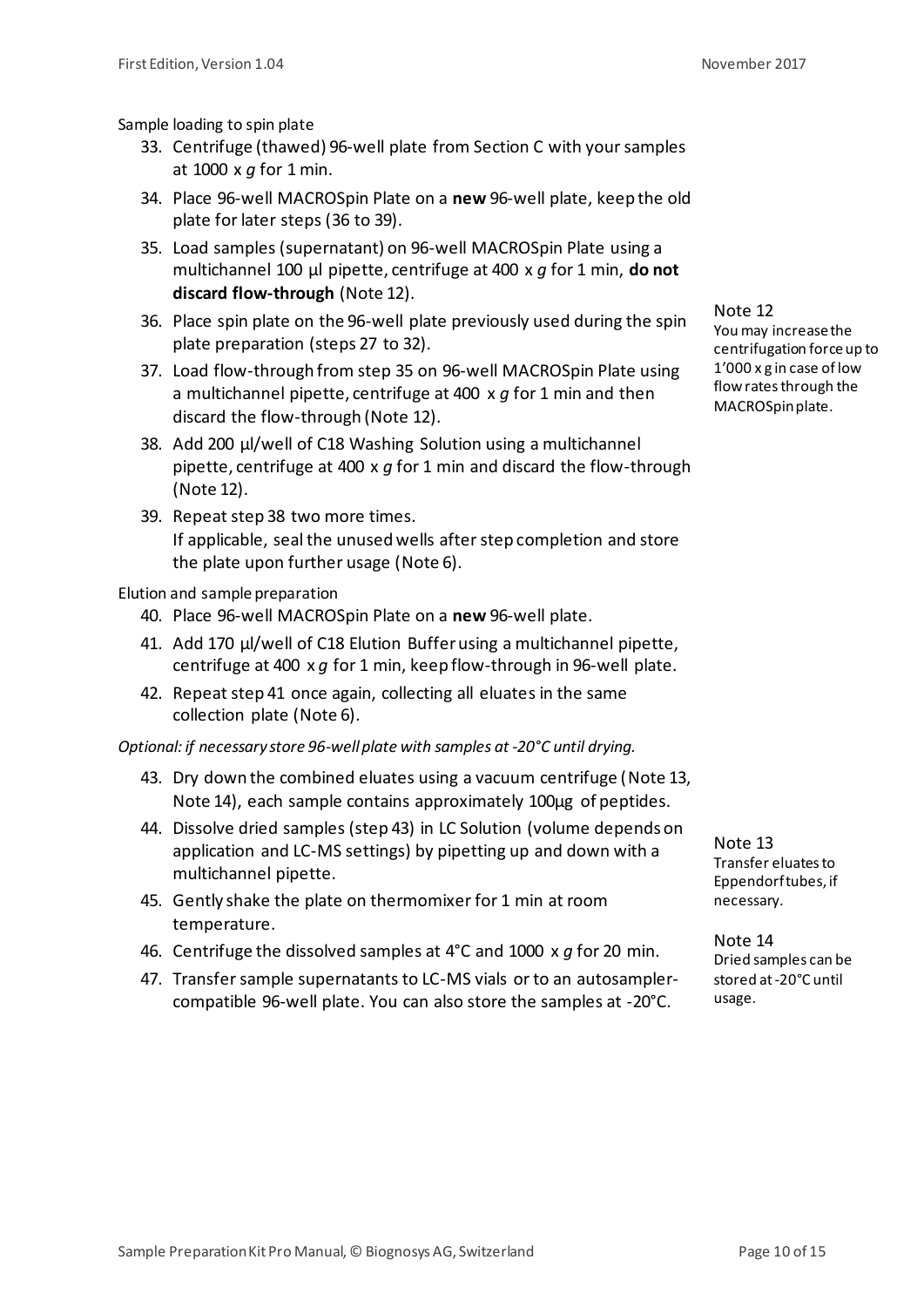Sample loading to spin plate

33. Centrifuge (thawed) 96-well plate from Section C with your samples at 1000 x *g* for 1 min.
34. Place 96-well MACROSpin Plate on a **new** 96-well plate, keep the old plate for later steps (36 to 39).
35. Load samples (supernatant) on 96-well MACROSpin Plate using a multichannel 100 µl pipette, centrifuge at 400 x *g* for 1 min, **do not discard flow-through** (Note 12).
36. Place spin plate on the 96-well plate previously used during the spin plate preparation (steps 27 to 32).
37. Load flow-through from step 35 on 96-well MACROSpin Plate using a multichannel pipette, centrifuge at 400 x *g* for 1 min and then discard the flow-through (Note 12).
38. Add 200 µl/well of C18 Washing Solution using a multichannel pipette, centrifuge at 400 x *g* for 1 min and discard the flow-through (Note 12).
39. Repeat step 38 two more times.
    If applicable, seal the unused wells after step completion and store the plate upon further usage (Note 6).

Note 12
You may increase the centrifugation force up to 1'000 x g in case of low flow rates through the MACROSpin plate.

Elution and sample preparation

40. Place 96-well MACROSpin Plate on a **new** 96-well plate.
41. Add 170 µl/well of C18 Elution Buffer using a multichannel pipette, centrifuge at 400 x *g* for 1 min, keep flow-through in 96-well plate.
42. Repeat step 41 once again, collecting all eluates in the same collection plate (Note 6).

*Optional: if necessary store 96-well plate with samples at -20°C until drying.*

43. Dry down the combined eluates using a vacuum centrifuge (Note 13, Note 14), each sample contains approximately 100µg of peptides.
44. Dissolve dried samples (step 43) in LC Solution (volume depends on application and LC-MS settings) by pipetting up and down with a multichannel pipette.
45. Gently shake the plate on thermomixer for 1 min at room temperature.
46. Centrifuge the dissolved samples at 4°C and 1000 x *g* for 20 min.
47. Transfer sample supernatants to LC-MS vials or to an autosampler-compatible 96-well plate. You can also store the samples at -20°C.

Note 13
Transfer eluates to Eppendorf tubes, if necessary.

Note 14
Dried samples can be stored at -20°C until usage.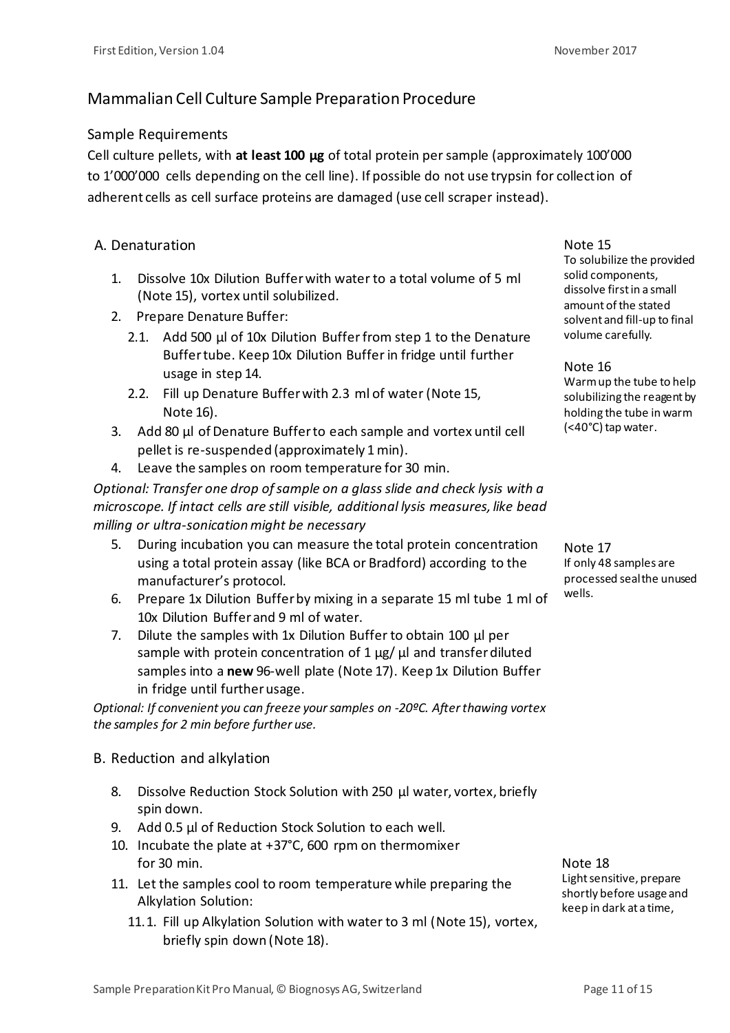## Mammalian Cell Culture Sample Preparation Procedure

### Sample Requirements

Cell culture pellets, with **at least 100 µg** of total protein per sample (approximately 100'000 to 1'000'000 cells depending on the cell line). If possible do not use trypsin for collection of adherent cells as cell surface proteins are damaged (use cell scraper instead).

### A. Denaturation

1. Dissolve 10x Dilution Buffer with water to a total volume of 5 ml (Note 15), vortex until solubilized.
2. Prepare Denature Buffer:
   - 2.1. Add 500 µl of 10x Dilution Buffer from step 1 to the Denature Buffer tube. Keep 10x Dilution Buffer in fridge until further usage in step 14.
   - 2.2. Fill up Denature Buffer with 2.3 ml of water (Note 15, Note 16).
3. Add 80 µl of Denature Buffer to each sample and vortex until cell pellet is re-suspended (approximately 1 min).
4. Leave the samples on room temperature for 30 min.

*Optional: Transfer one drop of sample on a glass slide and check lysis with a microscope. If intact cells are still visible, additional lysis measures, like bead milling or ultra-sonication might be necessary*

5. During incubation you can measure the total protein concentration using a total protein assay (like BCA or Bradford) according to the manufacturer's protocol.
6. Prepare 1x Dilution Buffer by mixing in a separate 15 ml tube 1 ml of 10x Dilution Buffer and 9 ml of water.
7. Dilute the samples with 1x Dilution Buffer to obtain 100 µl per sample with protein concentration of 1 µg/ µl and transfer diluted samples into a **new** 96-well plate (Note 17). Keep 1x Dilution Buffer in fridge until further usage.

*Optional: If convenient you can freeze your samples on -20ºC. After thawing vortex the samples for 2 min before further use.*

### B. Reduction and alkylation

8. Dissolve Reduction Stock Solution with 250 µl water, vortex, briefly spin down.
9. Add 0.5 µl of Reduction Stock Solution to each well.
10. Incubate the plate at +37°C, 600 rpm on thermomixer for 30 min.
11. Let the samples cool to room temperature while preparing the Alkylation Solution:
    - 11.1. Fill up Alkylation Solution with water to 3 ml (Note 15), vortex, briefly spin down (Note 18).

Note 15
To solubilize the provided solid components, dissolve first in a small amount of the stated solvent and fill-up to final volume carefully.

Note 16
Warm up the tube to help solubilizing the reagent by holding the tube in warm (<40°C) tap water.

Note 17
If only 48 samples are processed seal the unused wells.

Note 18
Light sensitive, prepare shortly before usage and keep in dark at a time,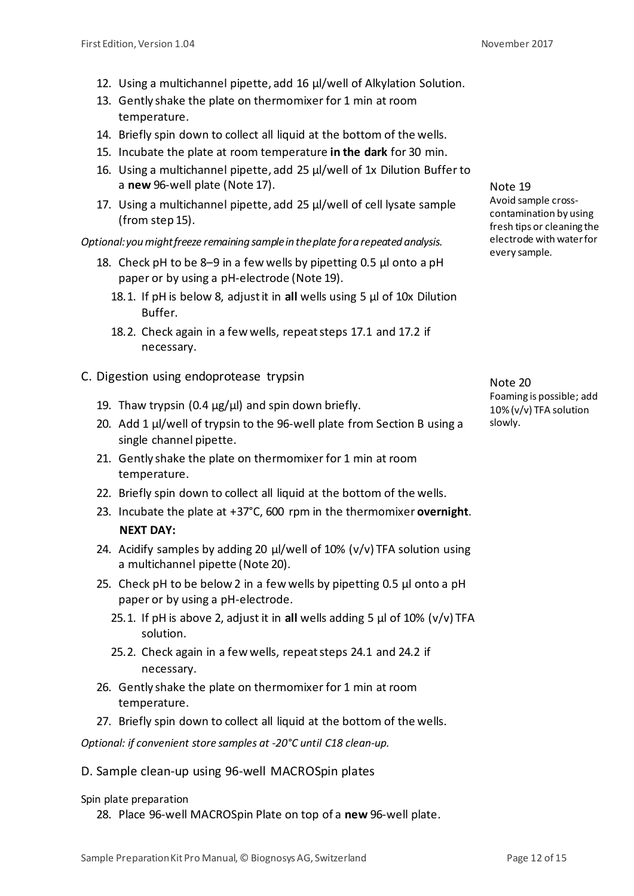12. Using a multichannel pipette, add 16 µl/well of Alkylation Solution.
13. Gently shake the plate on thermomixer for 1 min at room temperature.
14. Briefly spin down to collect all liquid at the bottom of the wells.
15. Incubate the plate at room temperature **in the dark** for 30 min.
16. Using a multichannel pipette, add 25 µl/well of 1x Dilution Buffer to a **new** 96-well plate (Note 17).
17. Using a multichannel pipette, add 25 µl/well of cell lysate sample (from step 15).

*Optional: you might freeze remaining sample in the plate for a repeated analysis.*

18. Check pH to be 8–9 in a few wells by pipetting 0.5 µl onto a pH paper or by using a pH-electrode (Note 19).
    - 18.1. If pH is below 8, adjust it in **all** wells using 5 µl of 10x Dilution Buffer.
    - 18.2. Check again in a few wells, repeat steps 17.1 and 17.2 if necessary.

Note 19
Avoid sample cross-contamination by using fresh tips or cleaning the electrode with water for every sample.

## C. Digestion using endoprotease trypsin

19. Thaw trypsin (0.4 µg/µl) and spin down briefly.
20. Add 1 µl/well of trypsin to the 96-well plate from Section B using a single channel pipette.
21. Gently shake the plate on thermomixer for 1 min at room temperature.
22. Briefly spin down to collect all liquid at the bottom of the wells.
23. Incubate the plate at +37°C, 600 rpm in the thermomixer **overnight**.

**NEXT DAY:**

24. Acidify samples by adding 20 µl/well of 10% (v/v) TFA solution using a multichannel pipette (Note 20).
25. Check pH to be below 2 in a few wells by pipetting 0.5 µl onto a pH paper or by using a pH-electrode.
    - 25.1. If pH is above 2, adjust it in **all** wells adding 5 µl of 10% (v/v) TFA solution.
    - 25.2. Check again in a few wells, repeat steps 24.1 and 24.2 if necessary.
26. Gently shake the plate on thermomixer for 1 min at room temperature.
27. Briefly spin down to collect all liquid at the bottom of the wells.

Note 20
Foaming is possible; add 10% (v/v) TFA solution slowly.

*Optional: if convenient store samples at -20°C until C18 clean-up.*

## D. Sample clean-up using 96-well MACROSpin plates

Spin plate preparation

28. Place 96-well MACROSpin Plate on top of a **new** 96-well plate.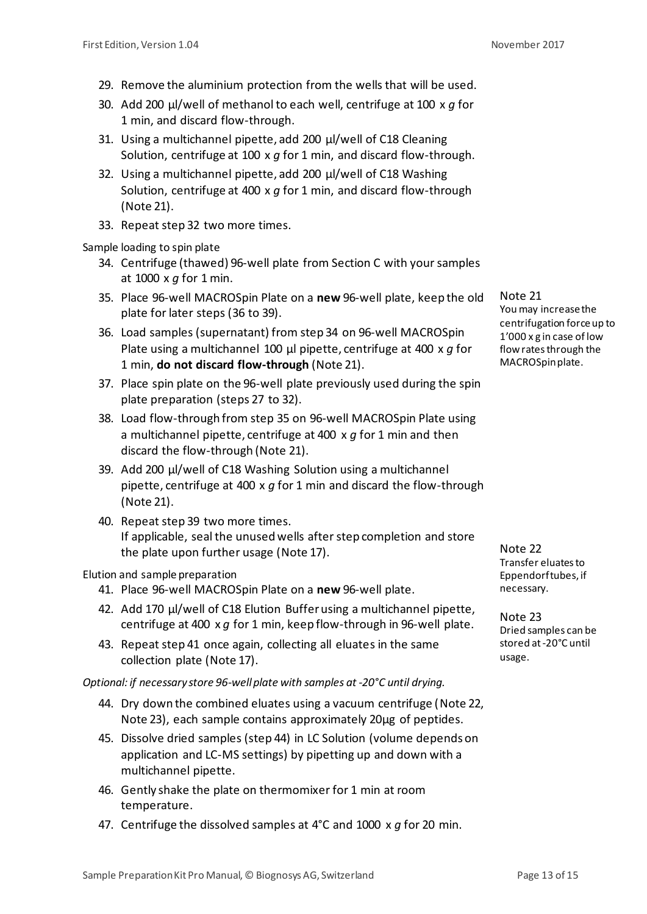29. Remove the aluminium protection from the wells that will be used.
30. Add 200 µl/well of methanol to each well, centrifuge at 100 x *g* for 1 min, and discard flow-through.
31. Using a multichannel pipette, add 200 µl/well of C18 Cleaning Solution, centrifuge at 100 x *g* for 1 min, and discard flow-through.
32. Using a multichannel pipette, add 200 µl/well of C18 Washing Solution, centrifuge at 400 x *g* for 1 min, and discard flow-through (Note 21).
33. Repeat step 32 two more times.

Sample loading to spin plate

34. Centrifuge (thawed) 96-well plate from Section C with your samples at 1000 x *g* for 1 min.
35. Place 96-well MACROSpin Plate on a **new** 96-well plate, keep the old plate for later steps (36 to 39).
36. Load samples (supernatant) from step 34 on 96-well MACROSpin Plate using a multichannel 100 µl pipette, centrifuge at 400 x *g* for 1 min, **do not discard flow-through** (Note 21).
37. Place spin plate on the 96-well plate previously used during the spin plate preparation (steps 27 to 32).
38. Load flow-through from step 35 on 96-well MACROSpin Plate using a multichannel pipette, centrifuge at 400 x *g* for 1 min and then discard the flow-through (Note 21).
39. Add 200 µl/well of C18 Washing Solution using a multichannel pipette, centrifuge at 400 x *g* for 1 min and discard the flow-through (Note 21).
40. Repeat step 39 two more times.
    If applicable, seal the unused wells after step completion and store the plate upon further usage (Note 17).

Elution and sample preparation

41. Place 96-well MACROSpin Plate on a **new** 96-well plate.
42. Add 170 µl/well of C18 Elution Buffer using a multichannel pipette, centrifuge at 400 x *g* for 1 min, keep flow-through in 96-well plate.
43. Repeat step 41 once again, collecting all eluates in the same collection plate (Note 17).

*Optional: if necessary store 96-well plate with samples at -20°C until drying.*

44. Dry down the combined eluates using a vacuum centrifuge (Note 22, Note 23), each sample contains approximately 20µg of peptides.
45. Dissolve dried samples (step 44) in LC Solution (volume depends on application and LC-MS settings) by pipetting up and down with a multichannel pipette.
46. Gently shake the plate on thermomixer for 1 min at room temperature.
47. Centrifuge the dissolved samples at 4°C and 1000 x *g* for 20 min.

Note 21
You may increase the centrifugation force up to 1'000 x g in case of low flow rates through the MACROSpin plate.

Note 22
Transfer eluates to Eppendorf tubes, if necessary.

Note 23
Dried samples can be stored at -20°C until usage.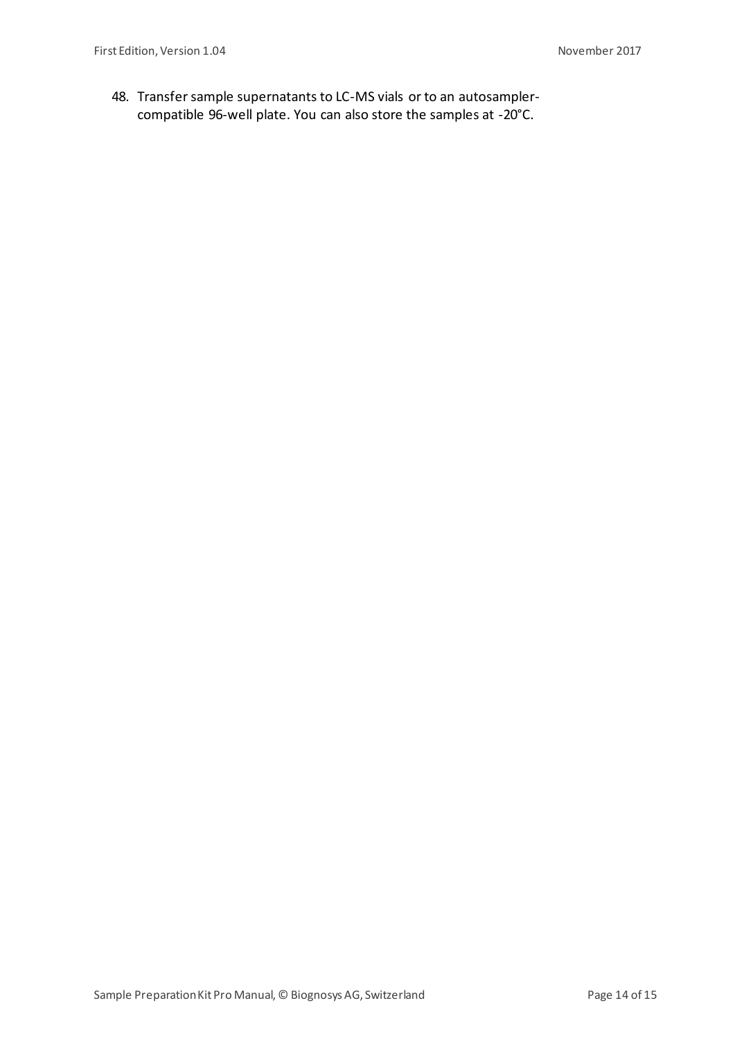48. Transfer sample supernatants to LC-MS vials or to an autosampler-compatible 96-well plate. You can also store the samples at -20°C.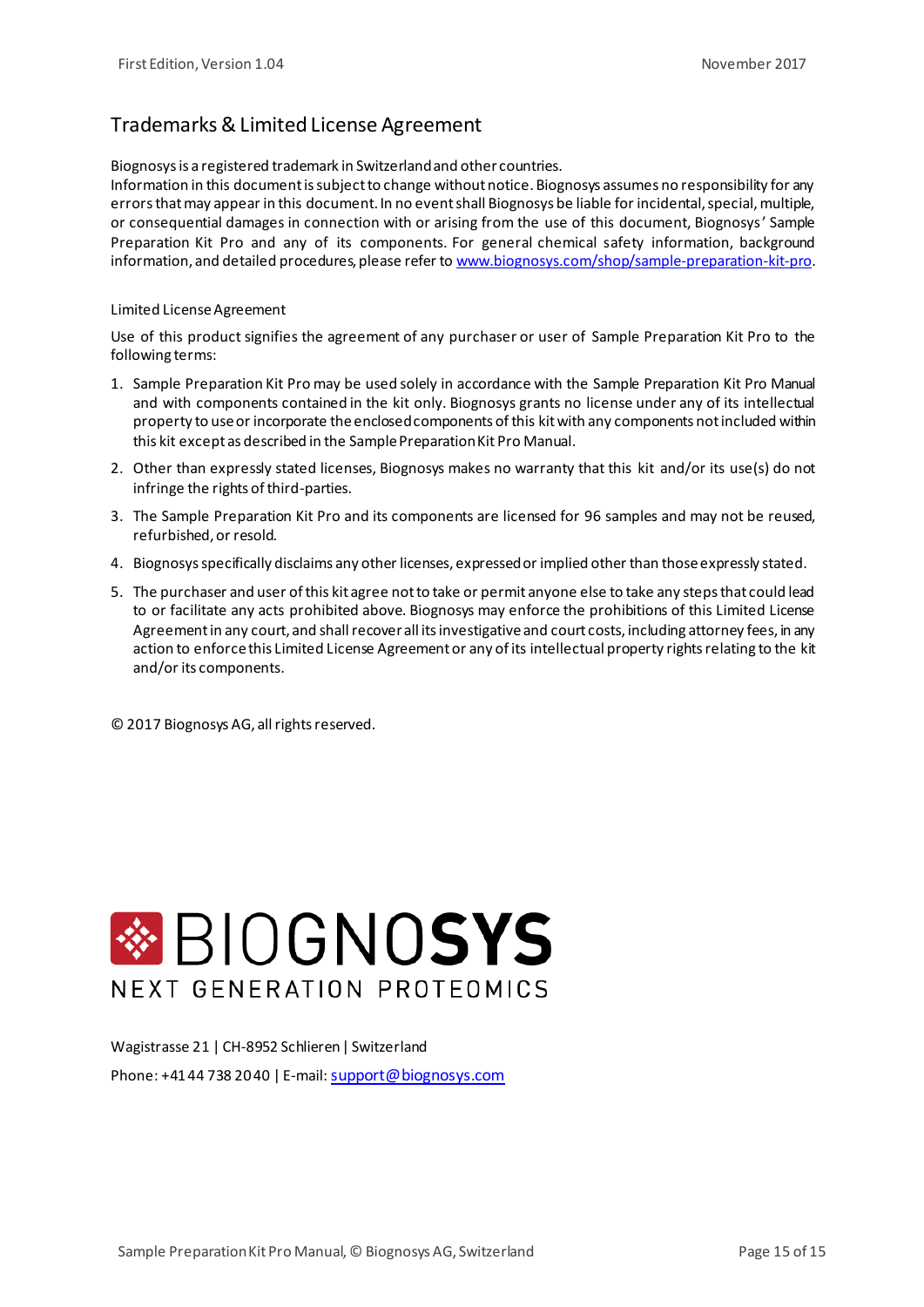## Trademarks & Limited License Agreement

Biognosys is a registered trademark in Switzerland and other countries.
Information in this document is subject to change without notice. Biognosys assumes no responsibility for any errors that may appear in this document. In no event shall Biognosys be liable for incidental, special, multiple, or consequential damages in connection with or arising from the use of this document, Biognosys' Sample Preparation Kit Pro and any of its components. For general chemical safety information, background information, and detailed procedures, please refer to www.biognosys.com/shop/sample-preparation-kit-pro.

Limited License Agreement

Use of this product signifies the agreement of any purchaser or user of Sample Preparation Kit Pro to the following terms:

1. Sample Preparation Kit Pro may be used solely in accordance with the Sample Preparation Kit Pro Manual and with components contained in the kit only. Biognosys grants no license under any of its intellectual property to use or incorporate the enclosed components of this kit with any components not included within this kit except as described in the Sample Preparation Kit Pro Manual.
2. Other than expressly stated licenses, Biognosys makes no warranty that this kit and/or its use(s) do not infringe the rights of third-parties.
3. The Sample Preparation Kit Pro and its components are licensed for 96 samples and may not be reused, refurbished, or resold.
4. Biognosys specifically disclaims any other licenses, expressed or implied other than those expressly stated.
5. The purchaser and user of this kit agree not to take or permit anyone else to take any steps that could lead to or facilitate any acts prohibited above. Biognosys may enforce the prohibitions of this Limited License Agreement in any court, and shall recover all its investigative and court costs, including attorney fees, in any action to enforce this Limited License Agreement or any of its intellectual property rights relating to the kit and/or its components.

© 2017 Biognosys AG, all rights reserved.

BIOGNO**SYS**
NEXT GENERATION PROTEOMICS

Wagistrasse 21 | CH-8952 Schlieren | Switzerland

Phone: +41 44 738 20 40 | E-mail: support@biognosys.com